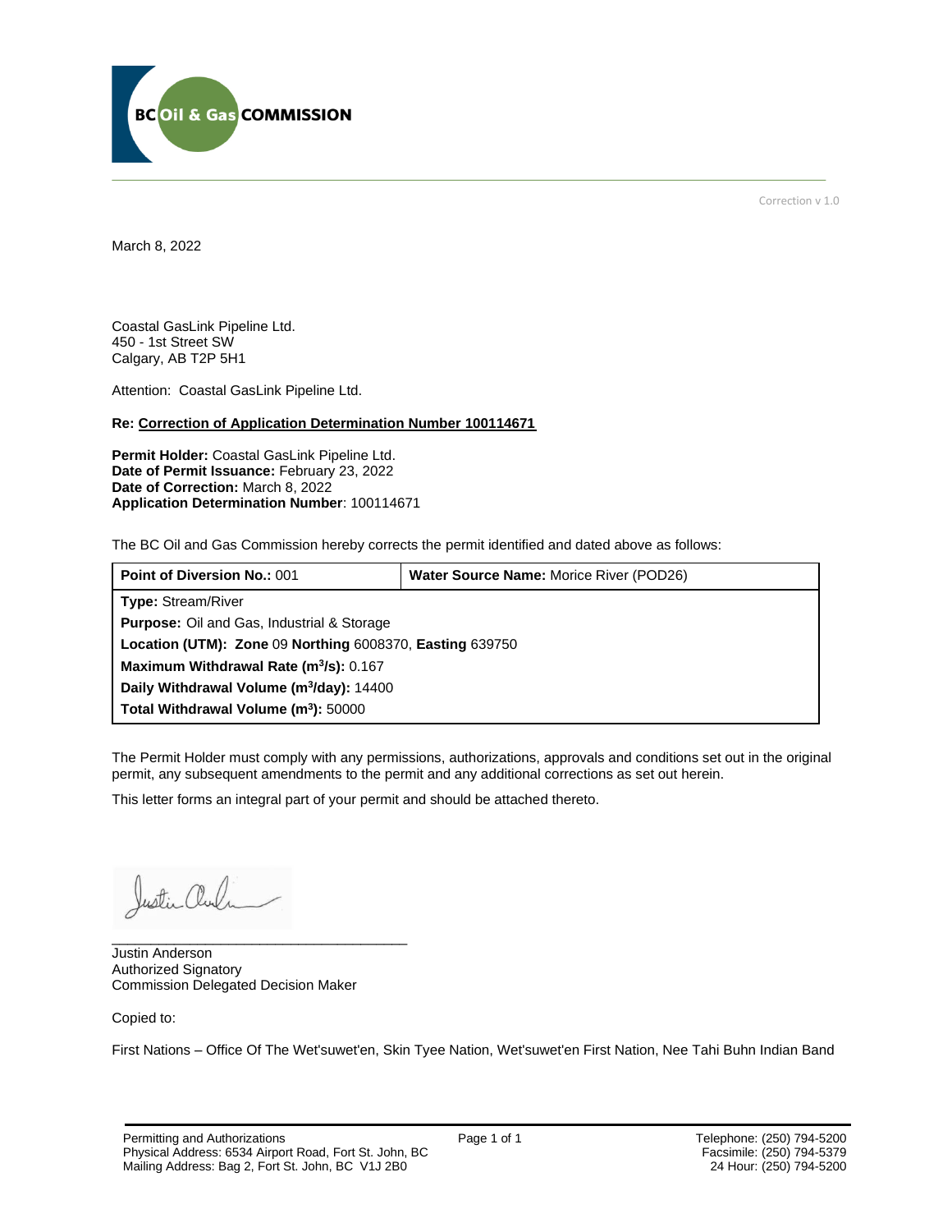BC Oil & Gas COMMISSION

Correction v 1.0

March 8, 2022

Coastal GasLink Pipeline Ltd.
450 - 1st Street SW
Calgary, AB T2P 5H1

Attention: Coastal GasLink Pipeline Ltd.

**Re: Correction of Application Determination Number 100114671**

**Permit Holder:** Coastal GasLink Pipeline Ltd.
**Date of Permit Issuance:** February 23, 2022
**Date of Correction:** March 8, 2022
**Application Determination Number**: 100114671

The BC Oil and Gas Commission hereby corrects the permit identified and dated above as follows:

| **Point of Diversion No.:** 001 | **Water Source Name:** Morice River (POD26) |
|---|---|
| **Type:** Stream/River | |
| **Purpose:** Oil and Gas, Industrial & Storage | |
| **Location (UTM): Zone** 09 **Northing** 6008370, **Easting** 639750 | |
| **Maximum Withdrawal Rate ($m^3/s$):** 0.167 | |
| **Daily Withdrawal Volume ($m^3/day$):** 14400 | |
| **Total Withdrawal Volume ($m^3$):** 50000 | |

The Permit Holder must comply with any permissions, authorizations, approvals and conditions set out in the original permit, any subsequent amendments to the permit and any additional corrections as set out herein.

This letter forms an integral part of your permit and should be attached thereto.

Justin Anderson
Authorized Signatory
Commission Delegated Decision Maker

Copied to:

First Nations – Office Of The Wet'suwet'en, Skin Tyee Nation, Wet'suwet'en First Nation, Nee Tahi Buhn Indian Band

Permitting and Authorizations
Physical Address: 6534 Airport Road, Fort St. John, BC
Mailing Address: Bag 2, Fort St. John, BC V1J 2B0

Telephone: (250) 794-5200
Facsimile: (250) 794-5379
24 Hour: (250) 794-5200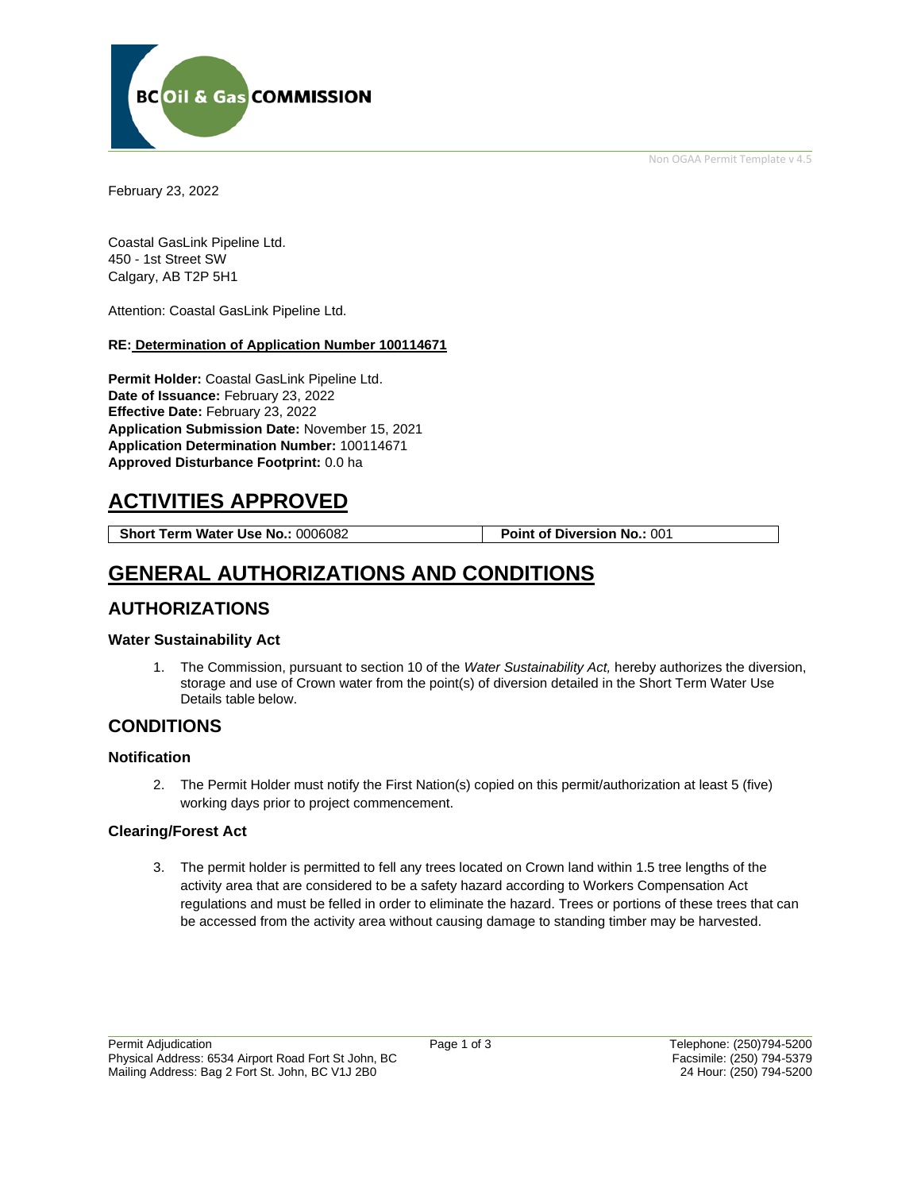February 23, 2022

Coastal GasLink Pipeline Ltd.
450 - 1st Street SW
Calgary, AB T2P 5H1

Attention: Coastal GasLink Pipeline Ltd.

**RE: Determination of Application Number 100114671**

**Permit Holder:** Coastal GasLink Pipeline Ltd.
**Date of Issuance:** February 23, 2022
**Effective Date:** February 23, 2022
**Application Submission Date:** November 15, 2021
**Application Determination Number:** 100114671
**Approved Disturbance Footprint:** 0.0 ha

# ACTIVITIES APPROVED

| **Short Term Water Use No.:** 0006082 | **Point of Diversion No.:** 001 |
| --- | --- |

# GENERAL AUTHORIZATIONS AND CONDITIONS

## AUTHORIZATIONS

### Water Sustainability Act

1. The Commission, pursuant to section 10 of the *Water Sustainability Act,* hereby authorizes the diversion, storage and use of Crown water from the point(s) of diversion detailed in the Short Term Water Use Details table below.

## CONDITIONS

### Notification

2. The Permit Holder must notify the First Nation(s) copied on this permit/authorization at least 5 (five) working days prior to project commencement.

### Clearing/Forest Act

3. The permit holder is permitted to fell any trees located on Crown land within 1.5 tree lengths of the activity area that are considered to be a safety hazard according to Workers Compensation Act regulations and must be felled in order to eliminate the hazard. Trees or portions of these trees that can be accessed from the activity area without causing damage to standing timber may be harvested.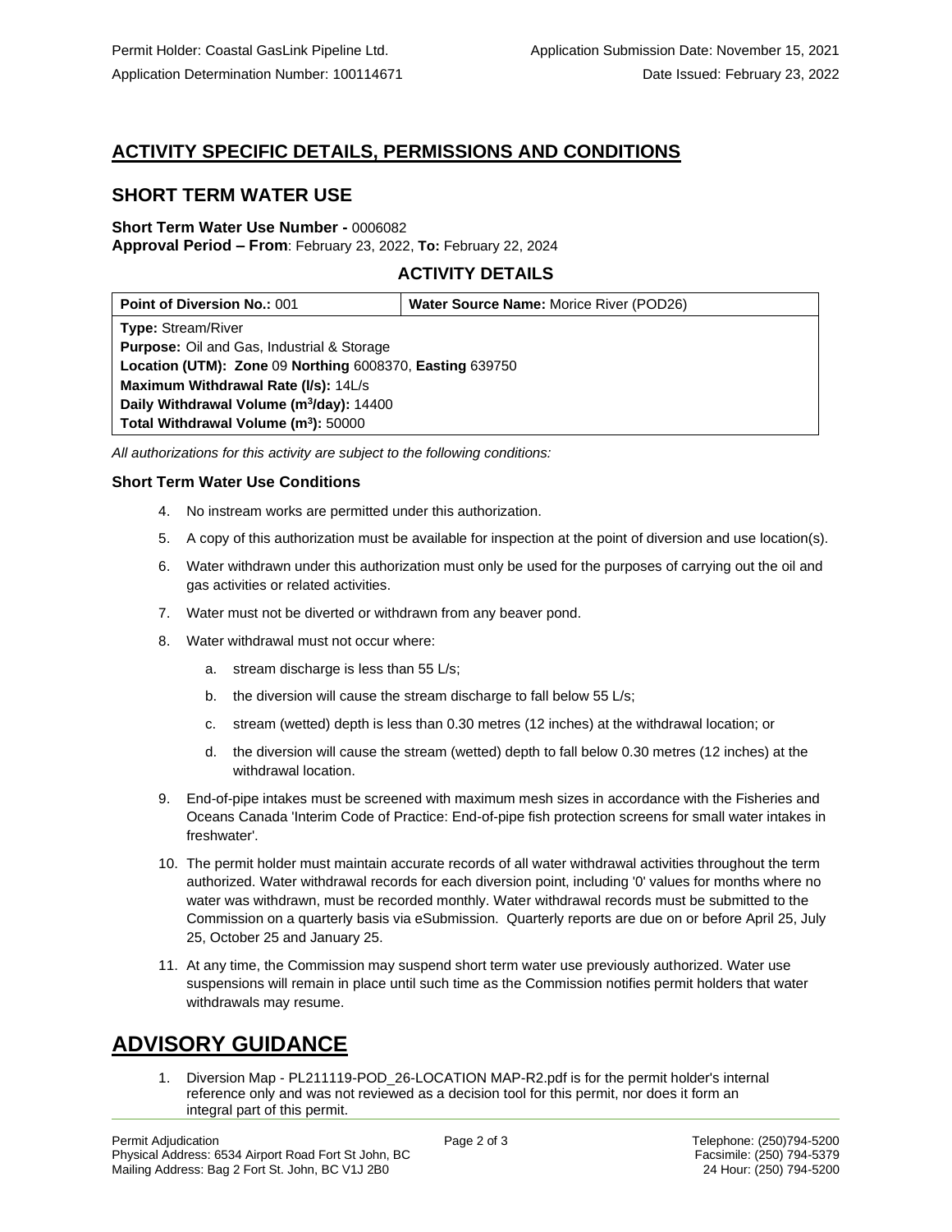## ACTIVITY SPECIFIC DETAILS, PERMISSIONS AND CONDITIONS

## SHORT TERM WATER USE

**Short Term Water Use Number -** 0006082
**Approval Period – From**: February 23, 2022, **To:** February 22, 2024

### ACTIVITY DETAILS

| **Point of Diversion No.:** 001 | **Water Source Name:** Morice River (POD26) |
|---|---|
| **Type:** Stream/River<br>**Purpose:** Oil and Gas, Industrial & Storage<br>**Location (UTM): Zone** 09 **Northing** 6008370, **Easting** 639750<br>**Maximum Withdrawal Rate (l/s):** 14L/s<br>**Daily Withdrawal Volume ($m^3$/day):** 14400<br>**Total Withdrawal Volume ($m^3$):** 50000 | |

*All authorizations for this activity are subject to the following conditions:*

#### Short Term Water Use Conditions

4. No instream works are permitted under this authorization.
5. A copy of this authorization must be available for inspection at the point of diversion and use location(s).
6. Water withdrawn under this authorization must only be used for the purposes of carrying out the oil and gas activities or related activities.
7. Water must not be diverted or withdrawn from any beaver pond.
8. Water withdrawal must not occur where:
   a. stream discharge is less than 55 L/s;
   b. the diversion will cause the stream discharge to fall below 55 L/s;
   c. stream (wetted) depth is less than 0.30 metres (12 inches) at the withdrawal location; or
   d. the diversion will cause the stream (wetted) depth to fall below 0.30 metres (12 inches) at the withdrawal location.
9. End-of-pipe intakes must be screened with maximum mesh sizes in accordance with the Fisheries and Oceans Canada 'Interim Code of Practice: End-of-pipe fish protection screens for small water intakes in freshwater'.
10. The permit holder must maintain accurate records of all water withdrawal activities throughout the term authorized. Water withdrawal records for each diversion point, including '0' values for months where no water was withdrawn, must be recorded monthly. Water withdrawal records must be submitted to the Commission on a quarterly basis via eSubmission. Quarterly reports are due on or before April 25, July 25, October 25 and January 25.
11. At any time, the Commission may suspend short term water use previously authorized. Water use suspensions will remain in place until such time as the Commission notifies permit holders that water withdrawals may resume.

# ADVISORY GUIDANCE

1. Diversion Map - PL211119-POD_26-LOCATION MAP-R2.pdf is for the permit holder's internal reference only and was not reviewed as a decision tool for this permit, nor does it form an integral part of this permit.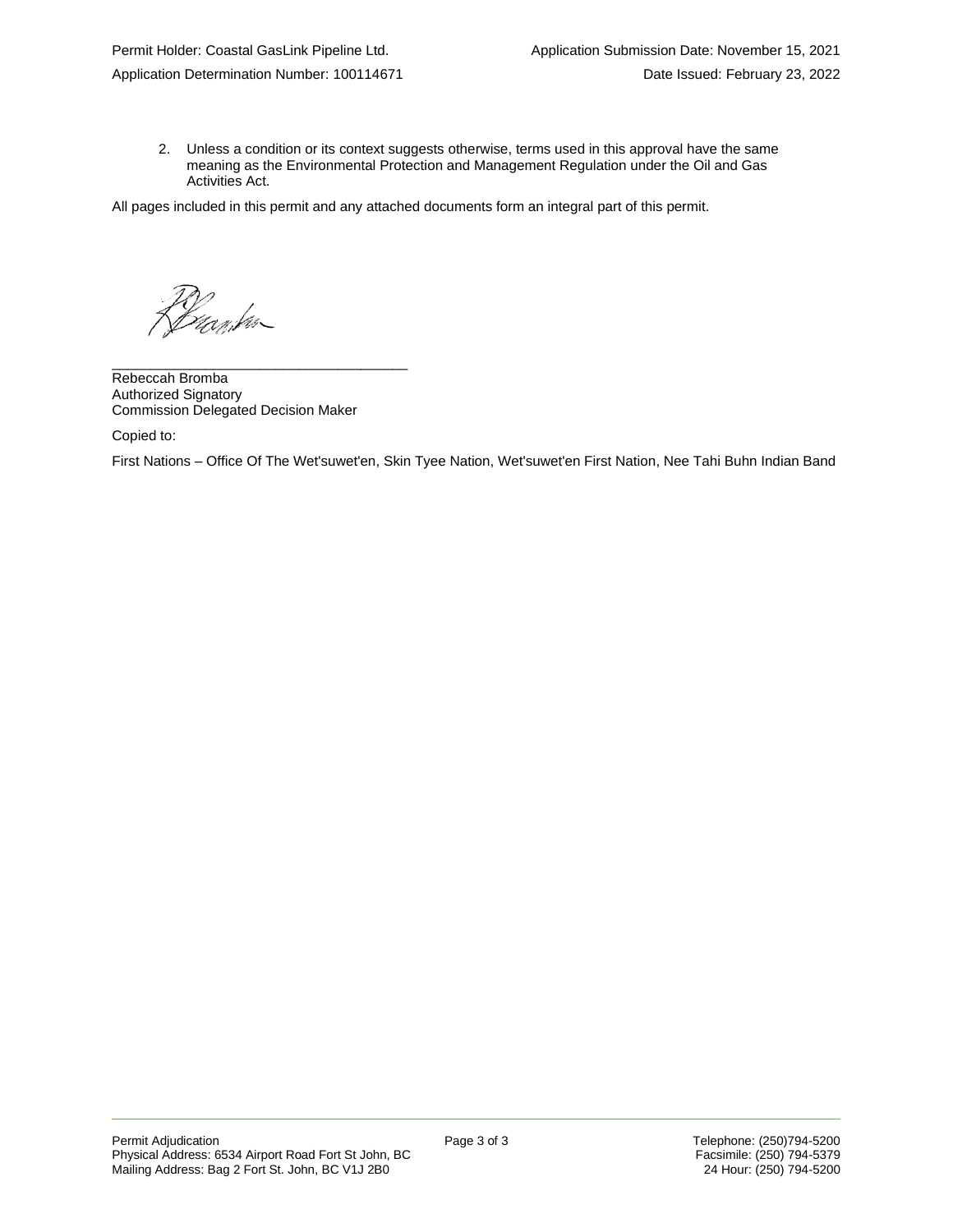2. Unless a condition or its context suggests otherwise, terms used in this approval have the same meaning as the Environmental Protection and Management Regulation under the Oil and Gas Activities Act.

All pages included in this permit and any attached documents form an integral part of this permit.

\_\_\_\_\_\_\_\_\_\_\_\_\_\_\_\_\_\_\_\_\_\_\_\_\_\_\_\_\_\_\_\_\_\_\_\_\_\_\_

Rebeccah Bromba
Authorized Signatory
Commission Delegated Decision Maker

Copied to:

First Nations – Office Of The Wet'suwet'en, Skin Tyee Nation, Wet'suwet'en First Nation, Nee Tahi Buhn Indian Band